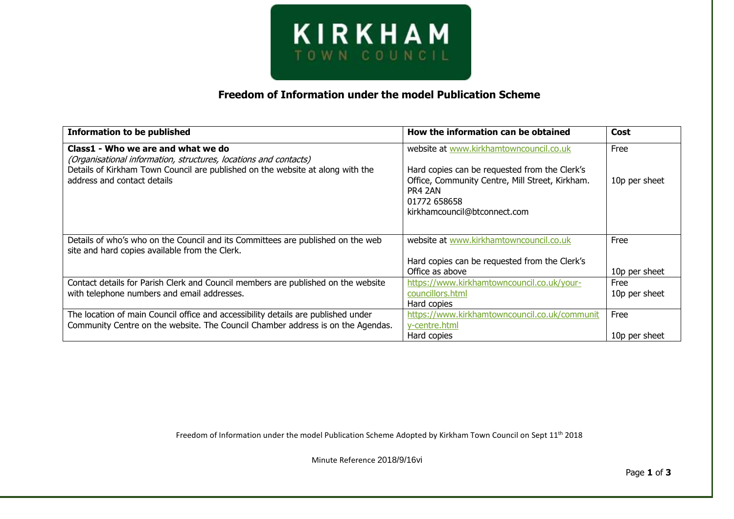KIRKHAM TOWN COUNCIL

## Freedom of Information under the model Publication Scheme

| Information to be published | How the information can be obtained | Cost |
|---|---|---|
| **Class1 - Who we are and what we do** *(Organisational information, structures, locations and contacts)* Details of Kirkham Town Council are published on the website at along with the address and contact details | website at www.kirkhamtowncouncil.co.uk<br><br>Hard copies can be requested from the Clerk's Office, Community Centre, Mill Street, Kirkham. PR4 2AN<br>01772 658658<br>kirkhamcouncil@btconnect.com | Free<br><br>10p per sheet |
| Details of who's who on the Council and its Committees are published on the web site and hard copies available from the Clerk. | website at www.kirkhamtowncouncil.co.uk<br><br>Hard copies can be requested from the Clerk's Office as above | Free<br><br>10p per sheet |
| Contact details for Parish Clerk and Council members are published on the website with telephone numbers and email addresses. | https://www.kirkhamtowncouncil.co.uk/your-councillors.html<br>Hard copies | Free<br>10p per sheet |
| The location of main Council office and accessibility details are published under Community Centre on the website. The Council Chamber address is on the Agendas. | https://www.kirkhamtowncouncil.co.uk/community-centre.html<br>Hard copies | Free<br><br>10p per sheet |

Freedom of Information under the model Publication Scheme Adopted by Kirkham Town Council on Sept 11th 2018

Minute Reference 2018/9/16vi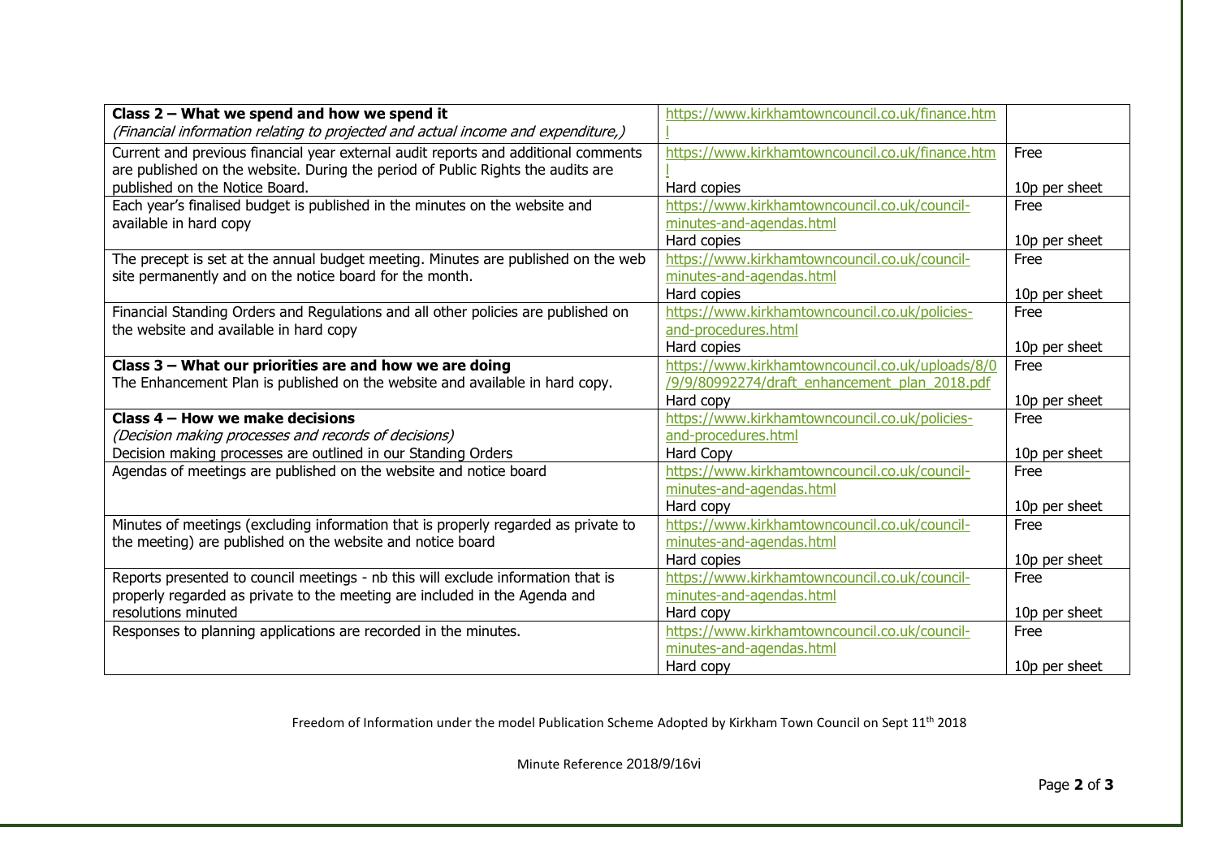| **Class 2 – What we spend and how we spend it** *(Financial information relating to projected and actual income and expenditure,)* | https://www.kirkhamtowncouncil.co.uk/finance.html | |
|---|---|---|
| Current and previous financial year external audit reports and additional comments are published on the website. During the period of Public Rights the audits are published on the Notice Board. | https://www.kirkhamtowncouncil.co.uk/finance.html<br>Hard copies | Free<br>10p per sheet |
| Each year's finalised budget is published in the minutes on the website and available in hard copy | https://www.kirkhamtowncouncil.co.uk/council-minutes-and-agendas.html<br>Hard copies | Free<br>10p per sheet |
| The precept is set at the annual budget meeting. Minutes are published on the web site permanently and on the notice board for the month. | https://www.kirkhamtowncouncil.co.uk/council-minutes-and-agendas.html<br>Hard copies | Free<br>10p per sheet |
| Financial Standing Orders and Regulations and all other policies are published on the website and available in hard copy | https://www.kirkhamtowncouncil.co.uk/policies-and-procedures.html<br>Hard copies | Free<br>10p per sheet |
| **Class 3 – What our priorities are and how we are doing**<br>The Enhancement Plan is published on the website and available in hard copy. | https://www.kirkhamtowncouncil.co.uk/uploads/8/0/9/9/80992274/draft_enhancement_plan_2018.pdf<br>Hard copy | Free<br>10p per sheet |
| **Class 4 – How we make decisions**<br>*(Decision making processes and records of decisions)*<br>Decision making processes are outlined in our Standing Orders | https://www.kirkhamtowncouncil.co.uk/policies-and-procedures.html<br>Hard Copy | Free<br>10p per sheet |
| Agendas of meetings are published on the website and notice board | https://www.kirkhamtowncouncil.co.uk/council-minutes-and-agendas.html<br>Hard copy | Free<br>10p per sheet |
| Minutes of meetings (excluding information that is properly regarded as private to the meeting) are published on the website and notice board | https://www.kirkhamtowncouncil.co.uk/council-minutes-and-agendas.html<br>Hard copies | Free<br>10p per sheet |
| Reports presented to council meetings - nb this will exclude information that is properly regarded as private to the meeting are included in the Agenda and resolutions minuted | https://www.kirkhamtowncouncil.co.uk/council-minutes-and-agendas.html<br>Hard copy | Free<br>10p per sheet |
| Responses to planning applications are recorded in the minutes. | https://www.kirkhamtowncouncil.co.uk/council-minutes-and-agendas.html<br>Hard copy | Free<br>10p per sheet |

Freedom of Information under the model Publication Scheme Adopted by Kirkham Town Council on Sept 11th 2018

Minute Reference 2018/9/16vi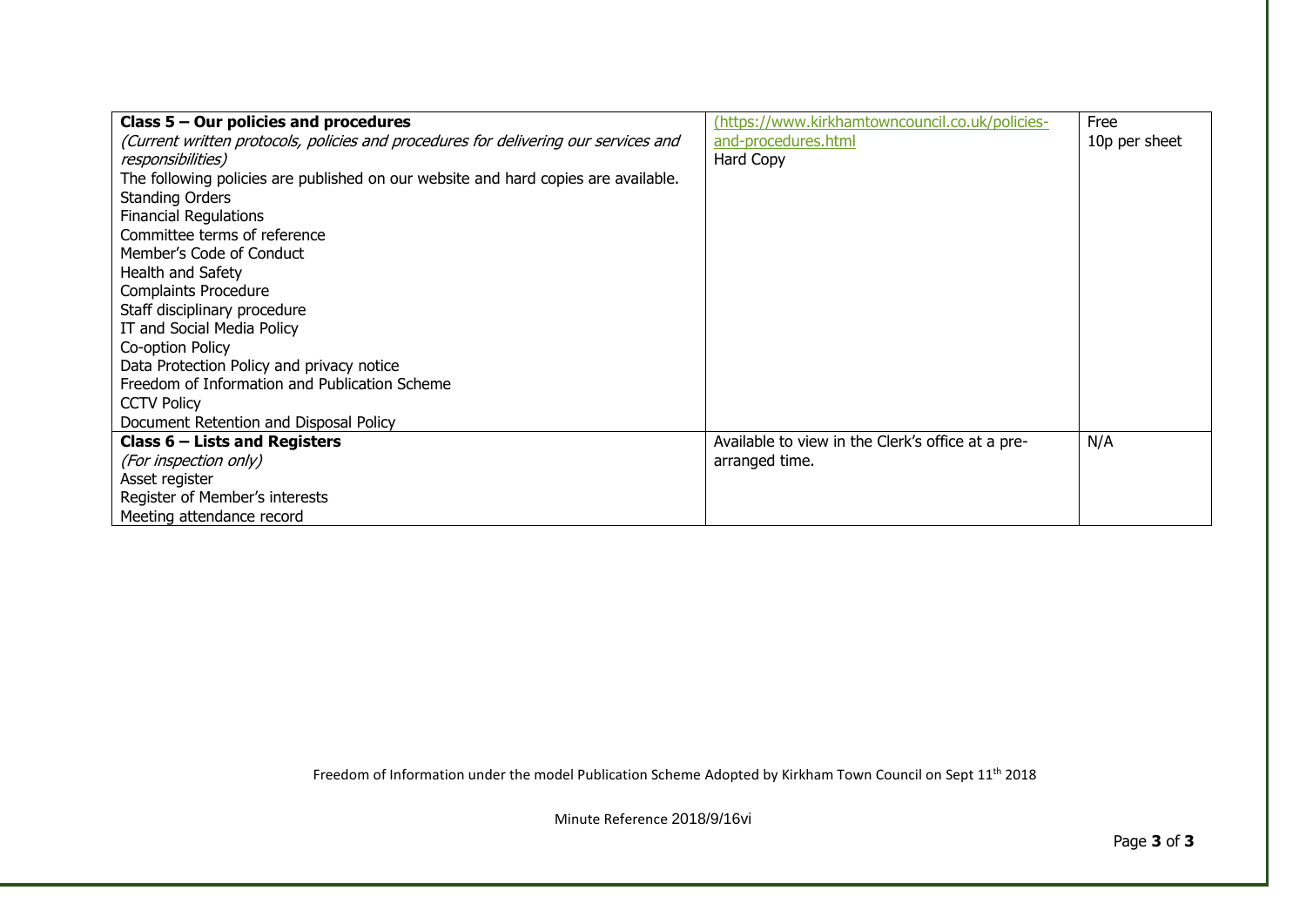| | | |
|---|---|---|
| **Class 5 – Our policies and procedures**<br>*(Current written protocols, policies and procedures for delivering our services and responsibilities)*<br>The following policies are published on our website and hard copies are available.<br>Standing Orders<br>Financial Regulations<br>Committee terms of reference<br>Member's Code of Conduct<br>Health and Safety<br>Complaints Procedure<br>Staff disciplinary procedure<br>IT and Social Media Policy<br>Co-option Policy<br>Data Protection Policy and privacy notice<br>Freedom of Information and Publication Scheme<br>CCTV Policy<br>Document Retention and Disposal Policy | (https://www.kirkhamtowncouncil.co.uk/policies-and-procedures.html<br>Hard Copy | Free<br>10p per sheet |
| **Class 6 – Lists and Registers**<br>*(For inspection only)*<br>Asset register<br>Register of Member's interests<br>Meeting attendance record | Available to view in the Clerk's office at a pre-arranged time. | N/A |

Freedom of Information under the model Publication Scheme Adopted by Kirkham Town Council on Sept 11th 2018

Minute Reference 2018/9/16vi